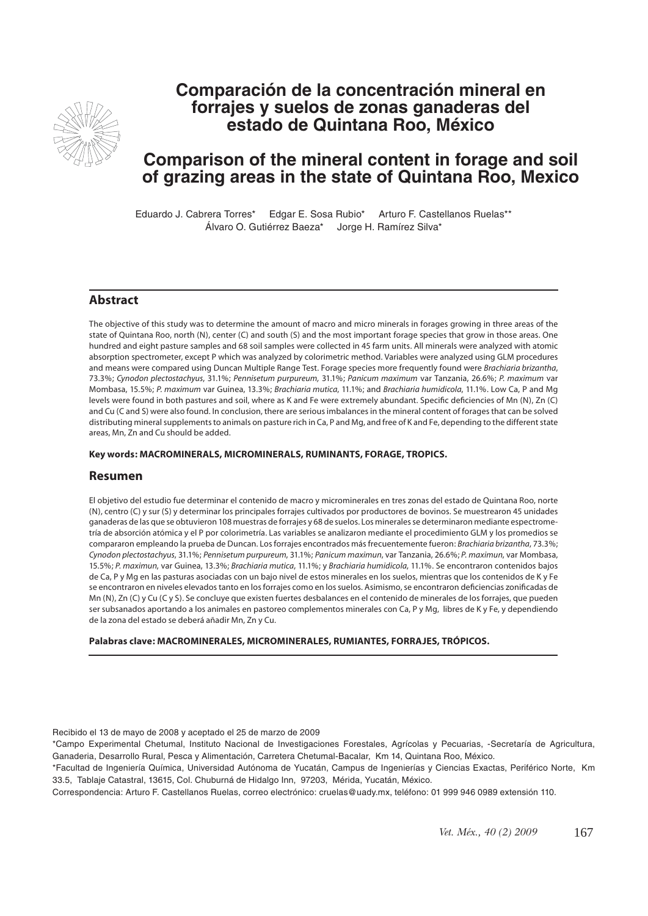# Comparación de la concentración mineral en forrajes y suelos de zonas ganaderas del estado de Quintana Roo, México

# Comparison of the mineral content in forage and soil of grazing areas in the state of Quintana Roo, Mexico

Eduardo J. Cabrera Torres* Edgar E. Sosa Rubio* Arturo F. Castellanos Ruelas** Álvaro O. Gutiérrez Baeza* Jorge H. Ramírez Silva*

## Abstract

The objective of this study was to determine the amount of macro and micro minerals in forages growing in three areas of the state of Quintana Roo, north (N), center (C) and south (S) and the most important forage species that grow in those areas. One hundred and eight pasture samples and 68 soil samples were collected in 45 farm units. All minerals were analyzed with atomic absorption spectrometer, except P which was analyzed by colorimetric method. Variables were analyzed using GLM procedures and means were compared using Duncan Multiple Range Test. Forage species more frequently found were *Brachiaria brizantha*, 73.3%; *Cynodon plectostachyus*, 31.1%; *Pennisetum purpureum*, 31.1%; *Panicum maximum* var Tanzania, 26.6%; *P. maximum* var Mombasa, 15.5%; *P. maximum* var Guinea, 13.3%; *Brachiaria mutica*, 11.1%; and *Brachiaria humidicola*, 11.1%. Low Ca, P and Mg levels were found in both pastures and soil, where as K and Fe were extremely abundant. Specific deficiencies of Mn (N), Zn (C) and Cu (C and S) were also found. In conclusion, there are serious imbalances in the mineral content of forages that can be solved distributing mineral supplements to animals on pasture rich in Ca, P and Mg, and free of K and Fe, depending to the different state areas, Mn, Zn and Cu should be added.

**Key words: MACROMINERALS, MICROMINERALS, RUMINANTS, FORAGE, TROPICS.**

## Resumen

El objetivo del estudio fue determinar el contenido de macro y microminerales en tres zonas del estado de Quintana Roo, norte (N), centro (C) y sur (S) y determinar los principales forrajes cultivados por productores de bovinos. Se muestrearon 45 unidades ganaderas de las que se obtuvieron 108 muestras de forrajes y 68 de suelos. Los minerales se determinaron mediante espectrometría de absorción atómica y el P por colorimetría. Las variables se analizaron mediante el procedimiento GLM y los promedios se compararon empleando la prueba de Duncan. Los forrajes encontrados más frecuentemente fueron: *Brachiaria brizantha*, 73.3%; *Cynodon plectostachyus*, 31.1%; *Pennisetum purpureum*, 31.1%; *Panicum maximun*, var Tanzania, 26.6%; *P. maximun*, var Mombasa, 15.5%; *P. maximun*, var Guinea, 13.3%; *Brachiaria mutica*, 11.1%; y *Brachiaria humidicola*, 11.1%. Se encontraron contenidos bajos de Ca, P y Mg en las pasturas asociadas con un bajo nivel de estos minerales en los suelos, mientras que los contenidos de K y Fe se encontraron en niveles elevados tanto en los forrajes como en los suelos. Asimismo, se encontraron deficiencias zonificadas de Mn (N), Zn (C) y Cu (C y S). Se concluye que existen fuertes desbalances en el contenido de minerales de los forrajes, que pueden ser subsanados aportando a los animales en pastoreo complementos minerales con Ca, P y Mg, libres de K y Fe, y dependiendo de la zona del estado se deberá añadir Mn, Zn y Cu.

**Palabras clave: MACROMINERALES, MICROMINERALES, RUMIANTES, FORRAJES, TRÓPICOS.**

Recibido el 13 de mayo de 2008 y aceptado el 25 de marzo de 2009

*Campo Experimental Chetumal, Instituto Nacional de Investigaciones Forestales, Agrícolas y Pecuarias, -Secretaría de Agricultura, Ganadería, Desarrollo Rural, Pesca y Alimentación, Carretera Chetumal-Bacalar, Km 14, Quintana Roo, México.

*Facultad de Ingeniería Química, Universidad Autónoma de Yucatán, Campus de Ingenierías y Ciencias Exactas, Periférico Norte, Km 33.5, Tablaje Catastral, 13615, Col. Chuburná de Hidalgo Inn, 97203, Mérida, Yucatán, México.

Correspondencia: Arturo F. Castellanos Ruelas, correo electrónico: cruelas@uady.mx, teléfono: 01 999 946 0989 extensión 110.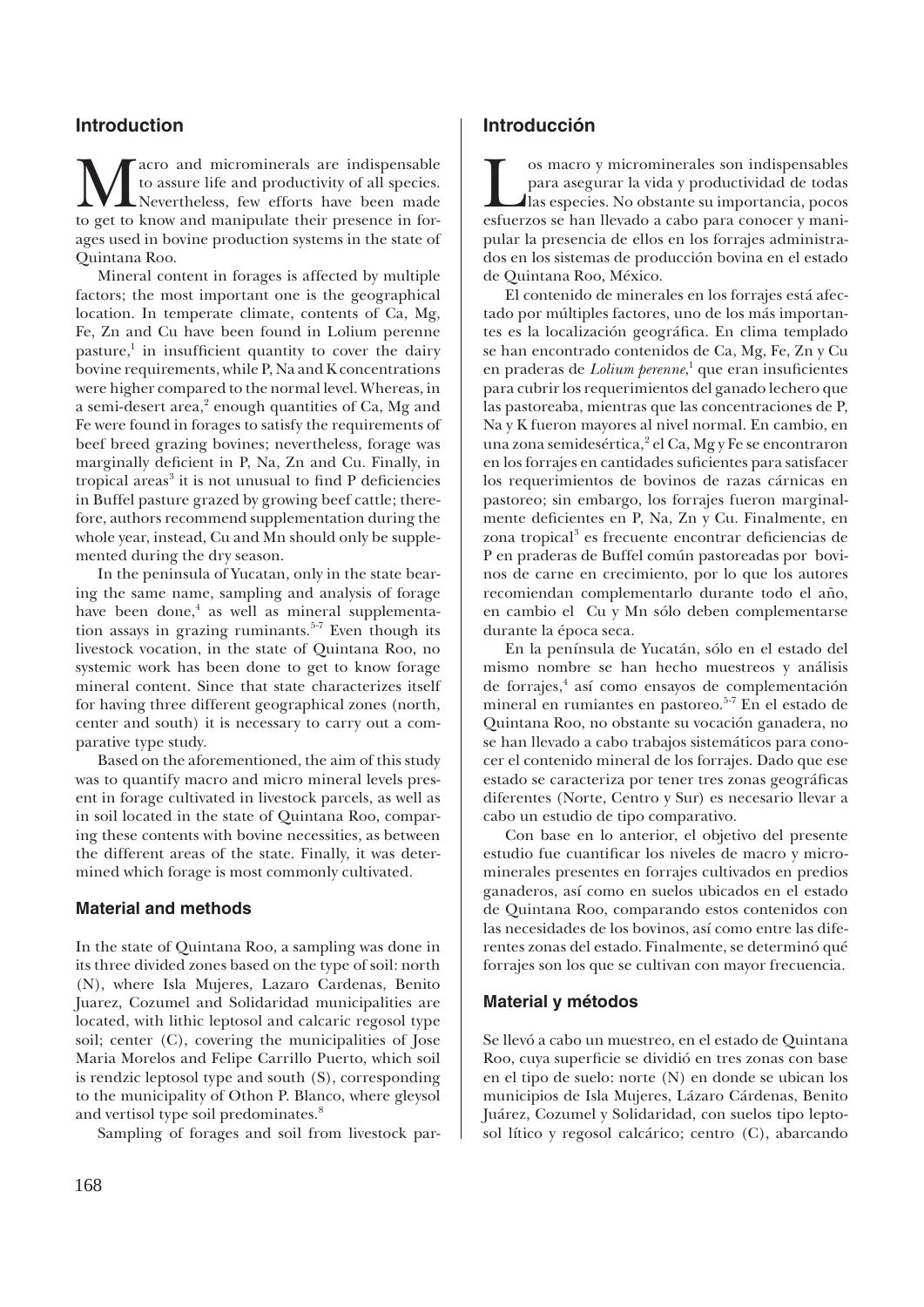## Introduction

Macro and microminerals are indispensable to assure life and productivity of all species. Nevertheless, few efforts have been made to get to know and manipulate their presence in forages used in bovine production systems in the state of Quintana Roo.

Mineral content in forages is affected by multiple factors; the most important one is the geographical location. In temperate climate, contents of Ca, Mg, Fe, Zn and Cu have been found in Lolium perenne pasture,[1] in insufficient quantity to cover the dairy bovine requirements, while P, Na and K concentrations were higher compared to the normal level. Whereas, in a semi-desert area,[2] enough quantities of Ca, Mg and Fe were found in forages to satisfy the requirements of beef breed grazing bovines; nevertheless, forage was marginally deficient in P, Na, Zn and Cu. Finally, in tropical areas[3] it is not unusual to find P deficiencies in Buffel pasture grazed by growing beef cattle; therefore, authors recommend supplementation during the whole year, instead, Cu and Mn should only be supplemented during the dry season.

In the peninsula of Yucatan, only in the state bearing the same name, sampling and analysis of forage have been done,[4] as well as mineral supplementation assays in grazing ruminants.[5-7] Even though its livestock vocation, in the state of Quintana Roo, no systemic work has been done to get to know forage mineral content. Since that state characterizes itself for having three different geographical zones (north, center and south) it is necessary to carry out a comparative type study.

Based on the aforementioned, the aim of this study was to quantify macro and micro mineral levels present in forage cultivated in livestock parcels, as well as in soil located in the state of Quintana Roo, comparing these contents with bovine necessities, as between the different areas of the state. Finally, it was determined which forage is most commonly cultivated.

## Material and methods

In the state of Quintana Roo, a sampling was done in its three divided zones based on the type of soil: north (N), where Isla Mujeres, Lazaro Cardenas, Benito Juarez, Cozumel and Solidaridad municipalities are located, with lithic leptosol and calcaric regosol type soil; center (C), covering the municipalities of Jose Maria Morelos and Felipe Carrillo Puerto, which soil is rendzic leptosol type and south (S), corresponding to the municipality of Othon P. Blanco, where gleysol and vertisol type soil predominates.[8]

Sampling of forages and soil from livestock par-

## Introducción

Los macro y microminerales son indispensables para asegurar la vida y productividad de todas las especies. No obstante su importancia, pocos esfuerzos se han llevado a cabo para conocer y manipular la presencia de ellos en los forrajes administrados en los sistemas de producción bovina en el estado de Quintana Roo, México.

El contenido de minerales en los forrajes está afectado por múltiples factores, uno de los más importantes es la localización geográfica. En clima templado se han encontrado contenidos de Ca, Mg, Fe, Zn y Cu en praderas de *Lolium perenne*,[1] que eran insuficientes para cubrir los requerimientos del ganado lechero que las pastoreaba, mientras que las concentraciones de P, Na y K fueron mayores al nivel normal. En cambio, en una zona semidesértica,[2] el Ca, Mg y Fe se encontraron en los forrajes en cantidades suficientes para satisfacer los requerimientos de bovinos de razas cárnicas en pastoreo; sin embargo, los forrajes fueron marginalmente deficientes en P, Na, Zn y Cu. Finalmente, en zona tropical[3] es frecuente encontrar deficiencias de P en praderas de Buffel común pastoreadas por bovinos de carne en crecimiento, por lo que los autores recomiendan complementarlo durante todo el año, en cambio el Cu y Mn sólo deben complementarse durante la época seca.

En la península de Yucatán, sólo en el estado del mismo nombre se han hecho muestreos y análisis de forrajes,[4] así como ensayos de complementación mineral en rumiantes en pastoreo.[5-7] En el estado de Quintana Roo, no obstante su vocación ganadera, no se han llevado a cabo trabajos sistemáticos para conocer el contenido mineral de los forrajes. Dado que ese estado se caracteriza por tener tres zonas geográficas diferentes (Norte, Centro y Sur) es necesario llevar a cabo un estudio de tipo comparativo.

Con base en lo anterior, el objetivo del presente estudio fue cuantificar los niveles de macro y microminerales presentes en forrajes cultivados en predios ganaderos, así como en suelos ubicados en el estado de Quintana Roo, comparando estos contenidos con las necesidades de los bovinos, así como entre las diferentes zonas del estado. Finalmente, se determinó qué forrajes son los que se cultivan con mayor frecuencia.

## Material y métodos

Se llevó a cabo un muestreo, en el estado de Quintana Roo, cuya superficie se dividió en tres zonas con base en el tipo de suelo: norte (N) en donde se ubican los municipios de Isla Mujeres, Lázaro Cárdenas, Benito Juárez, Cozumel y Solidaridad, con suelos tipo leptosol lítico y regosol calcárico; centro (C), abarcando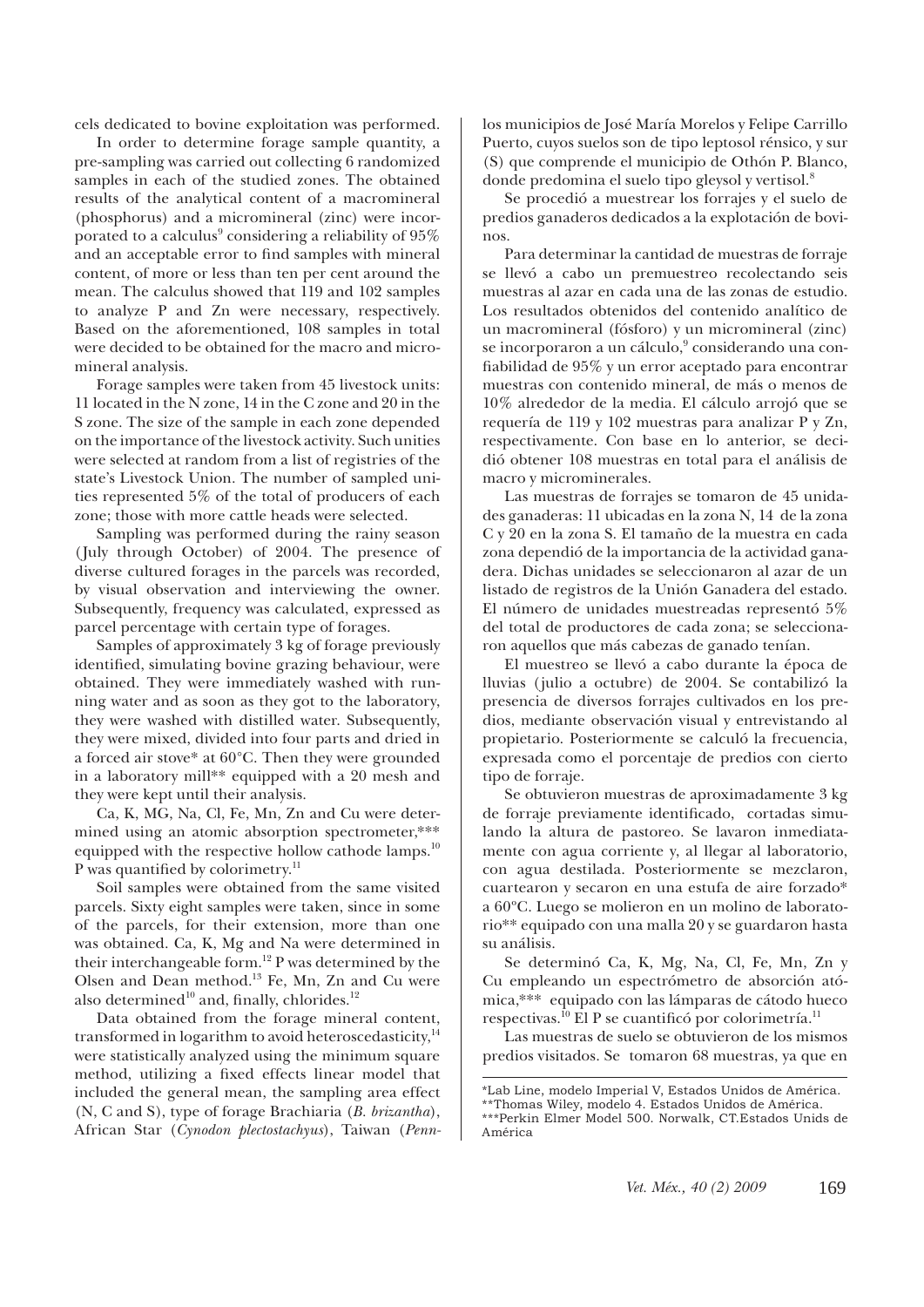cels dedicated to bovine exploitation was performed.

In order to determine forage sample quantity, a pre-sampling was carried out collecting 6 randomized samples in each of the studied zones. The obtained results of the analytical content of a macromineral (phosphorus) and a micromineral (zinc) were incorporated to a calculus[9] considering a reliability of 95% and an acceptable error to find samples with mineral content, of more or less than ten per cent around the mean. The calculus showed that 119 and 102 samples to analyze P and Zn were necessary, respectively. Based on the aforementioned, 108 samples in total were decided to be obtained for the macro and micromineral analysis.

Forage samples were taken from 45 livestock units: 11 located in the N zone, 14 in the C zone and 20 in the S zone. The size of the sample in each zone depended on the importance of the livestock activity. Such unities were selected at random from a list of registries of the state's Livestock Union. The number of sampled unities represented 5% of the total of producers of each zone; those with more cattle heads were selected.

Sampling was performed during the rainy season (July through October) of 2004. The presence of diverse cultured forages in the parcels was recorded, by visual observation and interviewing the owner. Subsequently, frequency was calculated, expressed as parcel percentage with certain type of forages.

Samples of approximately 3 kg of forage previously identified, simulating bovine grazing behaviour, were obtained. They were immediately washed with running water and as soon as they got to the laboratory, they were washed with distilled water. Subsequently, they were mixed, divided into four parts and dried in a forced air stove* at 60°C. Then they were grounded in a laboratory mill** equipped with a 20 mesh and they were kept until their analysis.

Ca, K, MG, Na, Cl, Fe, Mn, Zn and Cu were determined using an atomic absorption spectrometer,*** equipped with the respective hollow cathode lamps.[10] P was quantified by colorimetry.[11]

Soil samples were obtained from the same visited parcels. Sixty eight samples were taken, since in some of the parcels, for their extension, more than one was obtained. Ca, K, Mg and Na were determined in their interchangeable form.[12] P was determined by the Olsen and Dean method.[13] Fe, Mn, Zn and Cu were also determined[10] and, finally, chlorides.[12]

Data obtained from the forage mineral content, transformed in logarithm to avoid heteroscedasticity,[14] were statistically analyzed using the minimum square method, utilizing a fixed effects linear model that included the general mean, the sampling area effect (N, C and S), type of forage Brachiaria (*B. brizantha*), African Star (*Cynodon plectostachyus*), Taiwan (*Penn-*

los municipios de José María Morelos y Felipe Carrillo Puerto, cuyos suelos son de tipo leptosol réndsico, y sur (S) que comprende el municipio de Othón P. Blanco, donde predomina el suelo tipo gleysol y vertisol.[8]

Se procedió a muestrear los forrajes y el suelo de predios ganaderos dedicados a la explotación de bovinos.

Para determinar la cantidad de muestras de forraje se llevó a cabo un premuestreo recolectando seis muestras al azar en cada una de las zonas de estudio. Los resultados obtenidos del contenido analítico de un macromineral (fósforo) y un micromineral (zinc) se incorporaron a un cálculo,[9] considerando una confiabilidad de 95% y un error aceptado para encontrar muestras con contenido mineral, de más o menos de 10% alrededor de la media. El cálculo arrojó que se requería de 119 y 102 muestras para analizar P y Zn, respectivamente. Con base en lo anterior, se decidió obtener 108 muestras en total para el análisis de macro y microminerales.

Las muestras de forrajes se tomaron de 45 unidades ganaderas: 11 ubicadas en la zona N, 14 de la zona C y 20 en la zona S. El tamaño de la muestra en cada zona dependió de la importancia de la actividad ganadera. Dichas unidades se seleccionaron al azar de un listado de registros de la Unión Ganadera del estado. El número de unidades muestreadas representó 5% del total de productores de cada zona; se seleccionaron aquellos que más cabezas de ganado tenían.

El muestreo se llevó a cabo durante la época de lluvias (julio a octubre) de 2004. Se contabilizó la presencia de diversos forrajes cultivados en los predios, mediante observación visual y entrevistando al propietario. Posteriormente se calculó la frecuencia, expresada como el porcentaje de predios con cierto tipo de forraje.

Se obtuvieron muestras de aproximadamente 3 kg de forraje previamente identificado, cortadas simulando la altura de pastoreo. Se lavaron inmediatamente con agua corriente y, al llegar al laboratorio, con agua destilada. Posteriormente se mezclaron, cuartearon y secaron en una estufa de aire forzado* a 60°C. Luego se molieron en un molino de laboratorio** equipado con una malla 20 y se guardaron hasta su análisis.

Se determinó Ca, K, Mg, Na, Cl, Fe, Mn, Zn y Cu empleando un espectrómetro de absorción atómica,*** equipado con las lámparas de cátodo hueco respectivas.[10] El P se cuantificó por colorimetría.[11]

Las muestras de suelo se obtuvieron de los mismos predios visitados. Se tomaron 68 muestras, ya que en

*Lab Line, modelo Imperial V, Estados Unidos de América.
**Thomas Wiley, modelo 4. Estados Unidos de América.
***Perkin Elmer Model 500. Norwalk, CT.Estados Unids de América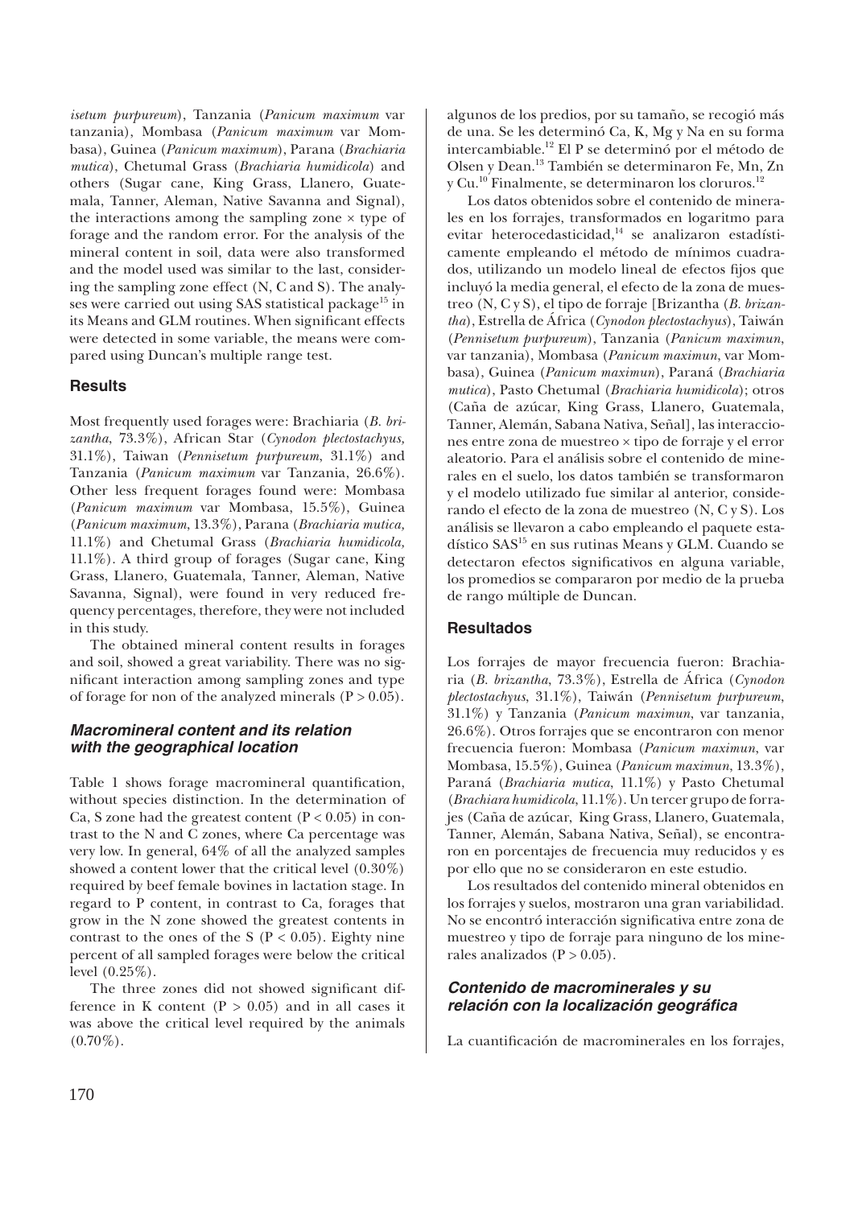*isetum purpureum*), Tanzania (*Panicum maximum* var tanzania), Mombasa (*Panicum maximum* var Mombasa), Guinea (*Panicum maximum*), Parana (*Brachiaria mutica*), Chetumal Grass (*Brachiaria humidicola*) and others (Sugar cane, King Grass, Llanero, Guatemala, Tanner, Aleman, Native Savanna and Signal), the interactions among the sampling zone × type of forage and the random error. For the analysis of the mineral content in soil, data were also transformed and the model used was similar to the last, considering the sampling zone effect (N, C and S). The analyses were carried out using SAS statistical package[15] in its Means and GLM routines. When significant effects were detected in some variable, the means were compared using Duncan's multiple range test.

### Results

Most frequently used forages were: Brachiaria (*B. brizantha*, 73.3%), African Star (*Cynodon plectostachyus,* 31.1%), Taiwan (*Pennisetum purpureum*, 31.1%) and Tanzania (*Panicum maximum* var Tanzania, 26.6%). Other less frequent forages found were: Mombasa (*Panicum maximum* var Mombasa, 15.5%), Guinea (*Panicum maximum*, 13.3%), Parana (*Brachiaria mutica,* 11.1%) and Chetumal Grass (*Brachiaria humidicola,* 11.1%). A third group of forages (Sugar cane, King Grass, Llanero, Guatemala, Tanner, Aleman, Native Savanna, Signal), were found in very reduced frequency percentages, therefore, they were not included in this study.

The obtained mineral content results in forages and soil, showed a great variability. There was no significant interaction among sampling zones and type of forage for non of the analyzed minerals ($P > 0.05$).

#### *Macromineral content and its relation with the geographical location*

Table 1 shows forage macromineral quantification, without species distinction. In the determination of Ca, S zone had the greatest content ($P < 0.05$) in contrast to the N and C zones, where Ca percentage was very low. In general, 64% of all the analyzed samples showed a content lower that the critical level (0.30%) required by beef female bovines in lactation stage. In regard to P content, in contrast to Ca, forages that grow in the N zone showed the greatest contents in contrast to the ones of the S ($P < 0.05$). Eighty nine percent of all sampled forages were below the critical level (0.25%).

The three zones did not showed significant difference in K content ($P > 0.05$) and in all cases it was above the critical level required by the animals (0.70%).

algunos de los predios, por su tamaño, se recogió más de una. Se les determinó Ca, K, Mg y Na en su forma intercambiable.[12] El P se determinó por el método de Olsen y Dean.[13] También se determinaron Fe, Mn, Zn y Cu.[10] Finalmente, se determinaron los cloruros.[12]

Los datos obtenidos sobre el contenido de minerales en los forrajes, transformados en logaritmo para evitar heterocedasticidad,[14] se analizaron estadísticamente empleando el método de mínimos cuadrados, utilizando un modelo lineal de efectos fijos que incluyó la media general, el efecto de la zona de muestreo (N, C y S), el tipo de forraje [Brizantha (*B. brizantha*), Estrella de África (*Cynodon plectostachyus*), Taiwán (*Pennisetum purpureum*), Tanzania (*Panicum maximun*, var tanzania), Mombasa (*Panicum maximun,* var Mombasa), Guinea (*Panicum maximun*), Paraná (*Brachiaria mutica*), Pasto Chetumal (*Brachiaria humidicola*); otros (Caña de azúcar, King Grass, Llanero, Guatemala, Tanner, Alemán, Sabana Nativa, Señal], las interacciones entre zona de muestreo × tipo de forraje y el error aleatorio. Para el análisis sobre el contenido de minerales en el suelo, los datos también se transformaron y el modelo utilizado fue similar al anterior, considerando el efecto de la zona de muestreo (N, C y S). Los análisis se llevaron a cabo empleando el paquete estadístico SAS[15] en sus rutinas Means y GLM. Cuando se detectaron efectos significativos en alguna variable, los promedios se compararon por medio de la prueba de rango múltiple de Duncan.

### Resultados

Los forrajes de mayor frecuencia fueron: Brachiaria (*B. brizantha*, 73.3%), Estrella de África (*Cynodon plectostachyus*, 31.1%), Taiwán (*Pennisetum purpureum*, 31.1%) y Tanzania (*Panicum maximun*, var tanzania, 26.6%). Otros forrajes que se encontraron con menor frecuencia fueron: Mombasa (*Panicum maximun*, var Mombasa, 15.5%), Guinea (*Panicum maximun*, 13.3%), Paraná (*Brachiaria mutica*, 11.1%) y Pasto Chetumal (*Brachiara humidicola*, 11.1%). Un tercer grupo de forrajes (Caña de azúcar, King Grass, Llanero, Guatemala, Tanner, Alemán, Sabana Nativa, Señal), se encontraron en porcentajes de frecuencia muy reducidos y es por ello que no se consideraron en este estudio.

Los resultados del contenido mineral obtenidos en los forrajes y suelos, mostraron una gran variabilidad. No se encontró interacción significativa entre zona de muestreo y tipo de forraje para ninguno de los minerales analizados ($P > 0.05$).

#### *Contenido de macrominerales y su relación con la localización geográfica*

La cuantificación de macrominerales en los forrajes,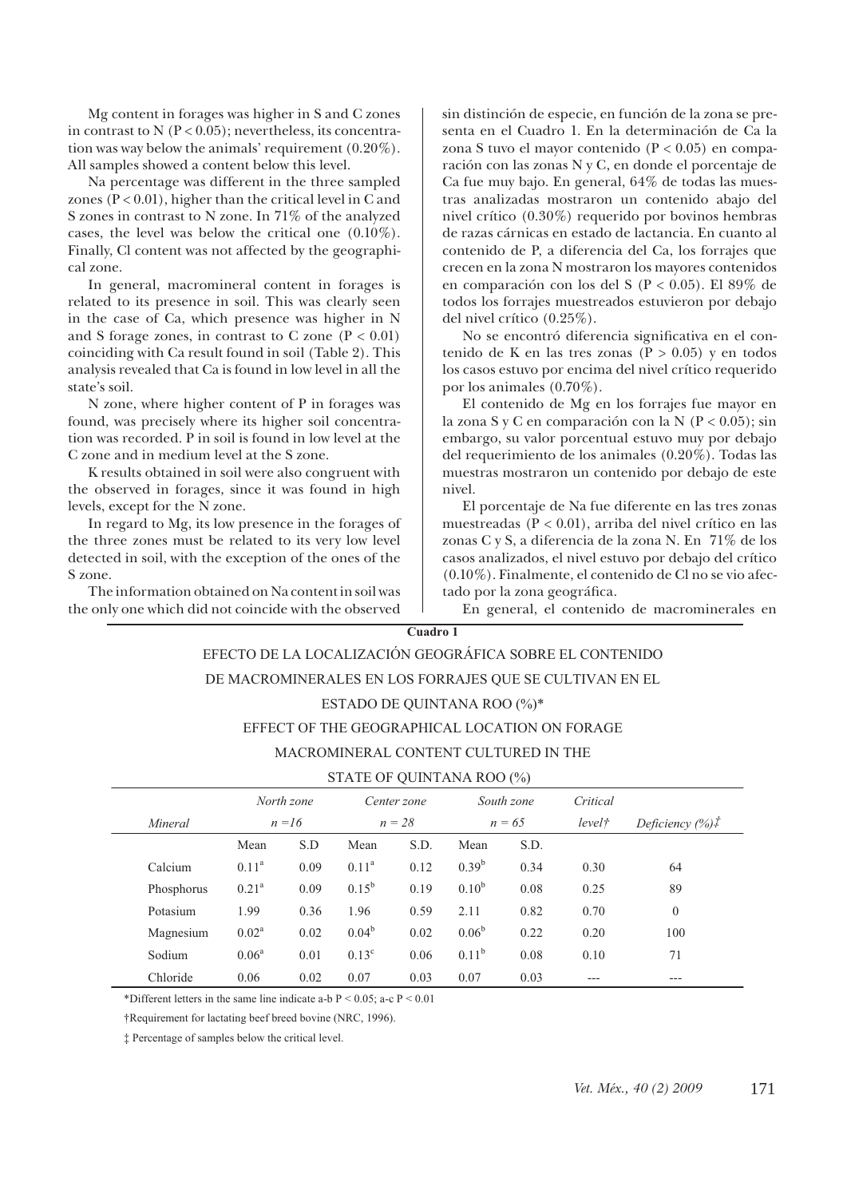Mg content in forages was higher in S and C zones in contrast to N ($P < 0.05$); nevertheless, its concentration was way below the animals' requirement (0.20%). All samples showed a content below this level.

Na percentage was different in the three sampled zones ($P < 0.01$), higher than the critical level in C and S zones in contrast to N zone. In 71% of the analyzed cases, the level was below the critical one (0.10%). Finally, Cl content was not affected by the geographical zone.

In general, macromineral content in forages is related to its presence in soil. This was clearly seen in the case of Ca, which presence was higher in N and S forage zones, in contrast to C zone ($P < 0.01$) coinciding with Ca result found in soil (Table 2). This analysis revealed that Ca is found in low level in all the state's soil.

N zone, where higher content of P in forages was found, was precisely where its higher soil concentration was recorded. P in soil is found in low level at the C zone and in medium level at the S zone.

K results obtained in soil were also congruent with the observed in forages, since it was found in high levels, except for the N zone.

In regard to Mg, its low presence in the forages of the three zones must be related to its very low level detected in soil, with the exception of the ones of the S zone.

The information obtained on Na content in soil was the only one which did not coincide with the observed

sin distinción de especie, en función de la zona se presenta en el Cuadro 1. En la determinación de Ca la zona S tuvo el mayor contenido ($P < 0.05$) en comparación con las zonas N y C, en donde el porcentaje de Ca fue muy bajo. En general, 64% de todas las muestras analizadas mostraron un contenido abajo del nivel crítico (0.30%) requerido por bovinos hembras de razas cárnicas en estado de lactancia. En cuanto al contenido de P, a diferencia del Ca, los forrajes que crecen en la zona N mostraron los mayores contenidos en comparación con los del S ($P < 0.05$). El 89% de todos los forrajes muestreados estuvieron por debajo del nivel crítico (0.25%).

No se encontró diferencia significativa en el contenido de K en las tres zonas ($P > 0.05$) y en todos los casos estuvo por encima del nivel crítico requerido por los animales (0.70%).

El contenido de Mg en los forrajes fue mayor en la zona S y C en comparación con la N ($P < 0.05$); sin embargo, su valor porcentual estuvo muy por debajo del requerimiento de los animales (0.20%). Todas las muestras mostraron un contenido por debajo de este nivel.

El porcentaje de Na fue diferente en las tres zonas muestreadas ($P < 0.01$), arriba del nivel crítico en las zonas C y S, a diferencia de la zona N. En 71% de los casos analizados, el nivel estuvo por debajo del crítico (0.10%). Finalmente, el contenido de Cl no se vio afectado por la zona geográfica.

En general, el contenido de macrominerales en

**Cuadro 1**

EFECTO DE LA LOCALIZACIÓN GEOGRÁFICA SOBRE EL CONTENIDO DE MACROMINERALES EN LOS FORRAJES QUE SE CULTIVAN EN EL ESTADO DE QUINTANA ROO (%)*

EFFECT OF THE GEOGRAPHICAL LOCATION ON FORAGE MACROMINERAL CONTENT CULTURED IN THE STATE OF QUINTANA ROO (%)

| *Mineral* | *North zone n = 16* | | *Center zone n = 28* | | *South zone n = 65* | | *Critical level†* | *Deficiency (%)‡* |
|---|---|---|---|---|---|---|---|---|
| | Mean | S.D | Mean | S.D. | Mean | S.D. | | |
| Calcium | $0.11^{a}$ | 0.09 | $0.11^{a}$ | 0.12 | $0.39^{b}$ | 0.34 | 0.30 | 64 |
| Phosphorus | $0.21^{a}$ | 0.09 | $0.15^{b}$ | 0.19 | $0.10^{b}$ | 0.08 | 0.25 | 89 |
| Potasium | 1.99 | 0.36 | 1.96 | 0.59 | 2.11 | 0.82 | 0.70 | 0 |
| Magnesium | $0.02^{a}$ | 0.02 | $0.04^{b}$ | 0.02 | $0.06^{b}$ | 0.22 | 0.20 | 100 |
| Sodium | $0.06^{a}$ | 0.01 | $0.13^{c}$ | 0.06 | $0.11^{b}$ | 0.08 | 0.10 | 71 |
| Chloride | 0.06 | 0.02 | 0.07 | 0.03 | 0.07 | 0.03 | --- | --- |

*Different letters in the same line indicate a-b $P < 0.05$; a-c $P < 0.01$

†Requirement for lactating beef breed bovine (NRC, 1996).

‡ Percentage of samples below the critical level.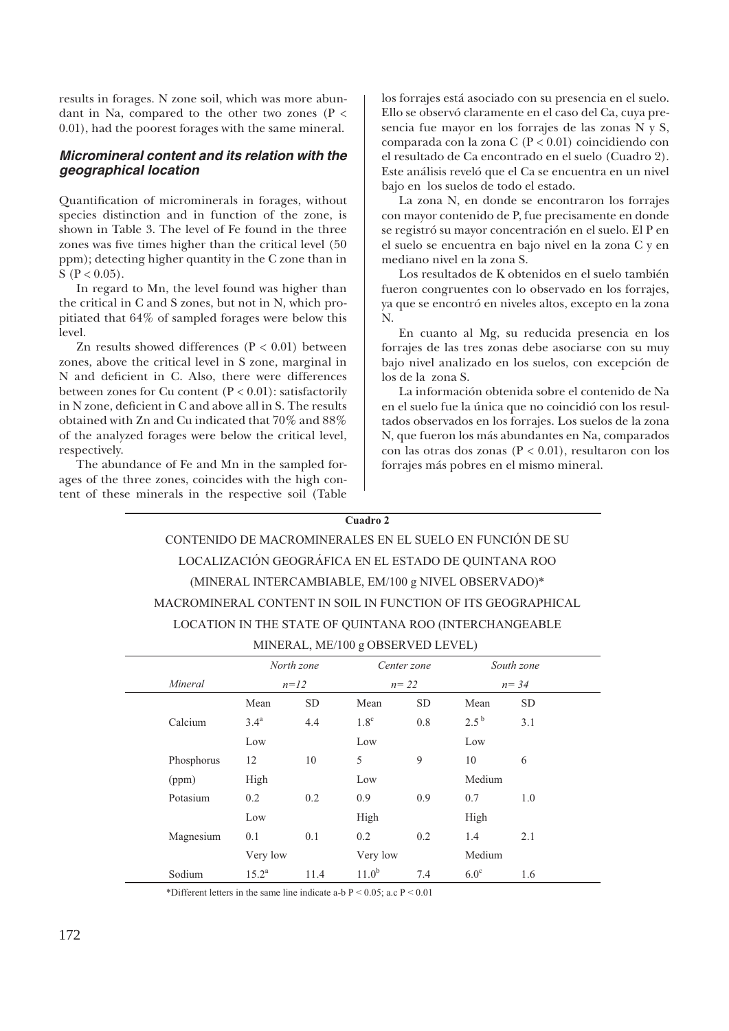results in forages. N zone soil, which was more abundant in Na, compared to the other two zones ($P < 0.01$), had the poorest forages with the same mineral.

### *Micromineral content and its relation with the geographical location*

Quantification of microminerals in forages, without species distinction and in function of the zone, is shown in Table 3. The level of Fe found in the three zones was five times higher than the critical level (50 ppm); detecting higher quantity in the C zone than in S ($P < 0.05$).

In regard to Mn, the level found was higher than the critical in C and S zones, but not in N, which propitiated that 64% of sampled forages were below this level.

Zn results showed differences ($P < 0.01$) between zones, above the critical level in S zone, marginal in N and deficient in C. Also, there were differences between zones for Cu content ($P < 0.01$): satisfactorily in N zone, deficient in C and above all in S. The results obtained with Zn and Cu indicated that 70% and 88% of the analyzed forages were below the critical level, respectively.

The abundance of Fe and Mn in the sampled forages of the three zones, coincides with the high content of these minerals in the respective soil (Table

los forrajes está asociado con su presencia en el suelo. Ello se observó claramente en el caso del Ca, cuya presencia fue mayor en los forrajes de las zonas N y S, comparada con la zona C ($P < 0.01$) coincidiendo con el resultado de Ca encontrado en el suelo (Cuadro 2). Este análisis reveló que el Ca se encuentra en un nivel bajo en los suelos de todo el estado.

La zona N, en donde se encontraron los forrajes con mayor contenido de P, fue precisamente en donde se registró su mayor concentración en el suelo. El P en el suelo se encuentra en bajo nivel en la zona C y en mediano nivel en la zona S.

Los resultados de K obtenidos en el suelo también fueron congruentes con lo observado en los forrajes, ya que se encontró en niveles altos, excepto en la zona N.

En cuanto al Mg, su reducida presencia en los forrajes de las tres zonas debe asociarse con su muy bajo nivel analizado en los suelos, con excepción de los de la zona S.

La información obtenida sobre el contenido de Na en el suelo fue la única que no coincidió con los resultados observados en los forrajes. Los suelos de la zona N, que fueron los más abundantes en Na, comparados con las otras dos zonas ($P < 0.01$), resultaron con los forrajes más pobres en el mismo mineral.

**Cuadro 2**

CONTENIDO DE MACROMINERALES EN EL SUELO EN FUNCIÓN DE SU LOCALIZACIÓN GEOGRÁFICA EN EL ESTADO DE QUINTANA ROO (MINERAL INTERCAMBIABLE, EM/100 g NIVEL OBSERVADO)*

MACROMINERAL CONTENT IN SOIL IN FUNCTION OF ITS GEOGRAPHICAL LOCATION IN THE STATE OF QUINTANA ROO (INTERCHANGEABLE MINERAL, ME/100 g OBSERVED LEVEL)

| *Mineral* | *North zone n=12* | | *Center zone n= 22* | | *South zone n= 34* | |
|---|---|---|---|---|---|---|
| | Mean | SD | Mean | SD | Mean | SD |
| Calcium | 3.4[a] | 4.4 | 1.8[c] | 0.8 | 2.5[b] | 3.1 |
| | Low | | Low | | Low | |
| Phosphorus (ppm) | 12 | 10 | 5 | 9 | 10 | 6 |
| | High | | Low | | Medium | |
| Potasium | 0.2 | 0.2 | 0.9 | 0.9 | 0.7 | 1.0 |
| | Low | | High | | High | |
| Magnesium | 0.1 | 0.1 | 0.2 | 0.2 | 1.4 | 2.1 |
| | Very low | | Very low | | Medium | |
| Sodium | 15.2[a] | 11.4 | 11.0[b] | 7.4 | 6.0[c] | 1.6 |

*Different letters in the same line indicate a-b $P < 0.05$; a.c $P < 0.01$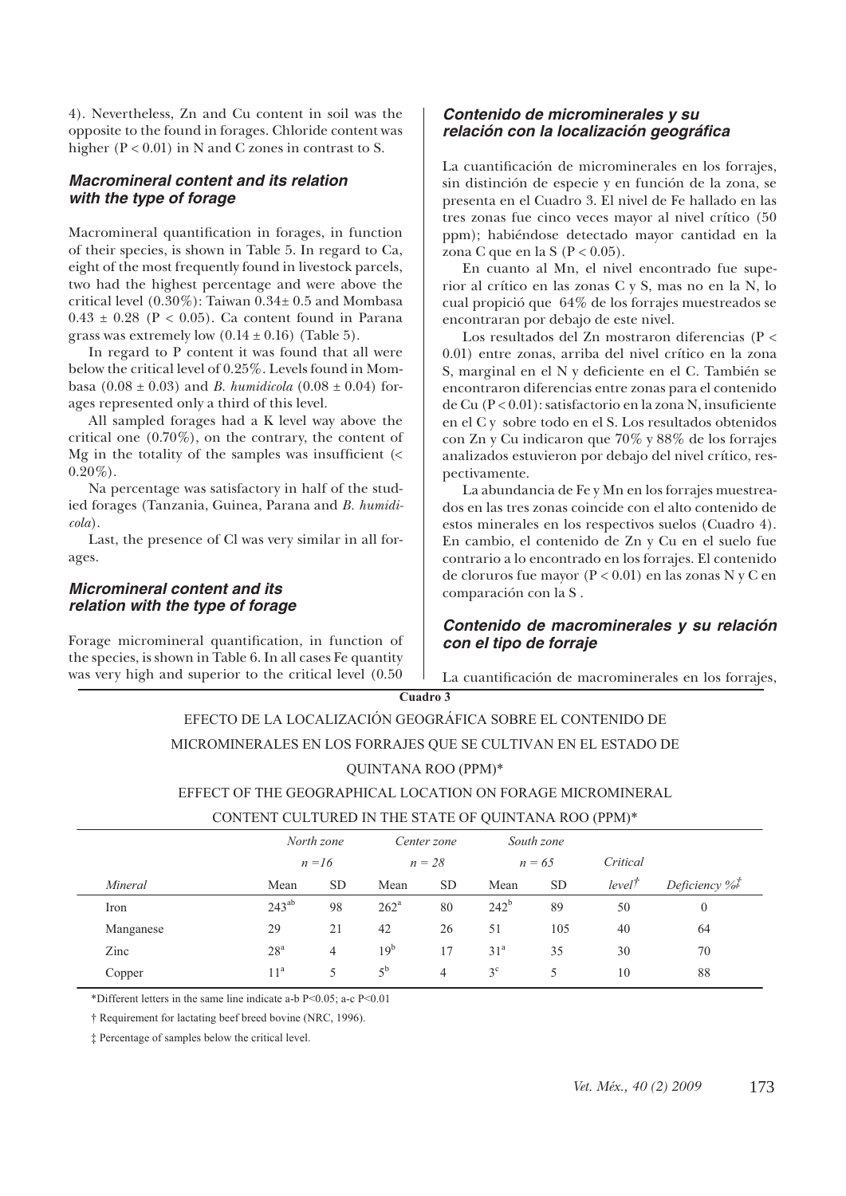4). Nevertheless, Zn and Cu content in soil was the opposite to the found in forages. Chloride content was higher ($P < 0.01$) in N and C zones in contrast to S.

### *Macromineral content and its relation with the type of forage*

Macromineral quantification in forages, in function of their species, is shown in Table 5. In regard to Ca, eight of the most frequently found in livestock parcels, two had the highest percentage and were above the critical level (0.30%): Taiwan 0.34± 0.5 and Mombasa $0.43 \pm 0.28$ ($P < 0.05$). Ca content found in Parana grass was extremely low ($0.14 \pm 0.16$) (Table 5).

In regard to P content it was found that all were below the critical level of 0.25%. Levels found in Mombasa ($0.08 \pm 0.03$) and *B. humidicola* ($0.08 \pm 0.04$) forages represented only a third of this level.

All sampled forages had a K level way above the critical one (0.70%), on the contrary, the content of Mg in the totality of the samples was insufficient (< 0.20%).

Na percentage was satisfactory in half of the studied forages (Tanzania, Guinea, Parana and *B. humidicola*).

Last, the presence of Cl was very similar in all forages.

### *Micromineral content and its relation with the type of forage*

Forage micromineral quantification, in function of the species, is shown in Table 6. In all cases Fe quantity was very high and superior to the critical level (0.50

### *Contenido de microminerales y su relación con la localización geográfica*

La cuantificación de microminerales en los forrajes, sin distinción de especie y en función de la zona, se presenta en el Cuadro 3. El nivel de Fe hallado en las tres zonas fue cinco veces mayor al nivel crítico (50 ppm); habiéndose detectado mayor cantidad en la zona C que en la S ($P < 0.05$).

En cuanto al Mn, el nivel encontrado fue superior al crítico en las zonas C y S, mas no en la N, lo cual propició que 64% de los forrajes muestreados se encontraran por debajo de este nivel.

Los resultados del Zn mostraron diferencias ($P < 0.01$) entre zonas, arriba del nivel crítico en la zona S, marginal en el N y deficiente en el C. También se encontraron diferencias entre zonas para el contenido de Cu ($P < 0.01$): satisfactorio en la zona N, insuficiente en el C y sobre todo en el S. Los resultados obtenidos con Zn y Cu indicaron que 70% y 88% de los forrajes analizados estuvieron por debajo del nivel crítico, respectivamente.

La abundancia de Fe y Mn en los forrajes muestreados en las tres zonas coincide con el alto contenido de estos minerales en los respectivos suelos (Cuadro 4). En cambio, el contenido de Zn y Cu en el suelo fue contrario a lo encontrado en los forrajes. El contenido de cloruros fue mayor ($P < 0.01$) en las zonas N y C en comparación con la S .

### *Contenido de macrominerales y su relación con el tipo de forraje*

La cuantificación de macrominerales en los forrajes,

**Cuadro 3**

EFECTO DE LA LOCALIZACIÓN GEOGRÁFICA SOBRE EL CONTENIDO DE MICROMINERALES EN LOS FORRAJES QUE SE CULTIVAN EN EL ESTADO DE QUINTANA ROO (PPM)*

EFFECT OF THE GEOGRAPHICAL LOCATION ON FORAGE MICROMINERAL CONTENT CULTURED IN THE STATE OF QUINTANA ROO (PPM)*

| | *North zone* | | *Center zone* | | *South zone* | | | |
|---|---|---|---|---|---|---|---|---|
| | *n =16* | | *n = 28* | | *n = 65* | | *Critical* | |
| *Mineral* | Mean | SD | Mean | SD | Mean | SD | *level*† | *Deficiency %*‡ |
| Iron | $243^{ab}$ | 98 | $262^{a}$ | 80 | $242^{b}$ | 89 | 50 | 0 |
| Manganese | 29 | 21 | 42 | 26 | 51 | 105 | 40 | 64 |
| Zinc | $28^{a}$ | 4 | $19^{b}$ | 17 | $31^{a}$ | 35 | 30 | 70 |
| Copper | $11^{a}$ | 5 | $5^{b}$ | 4 | $3^{c}$ | 5 | 10 | 88 |

*Different letters in the same line indicate a-b P<0.05; a-c P<0.01

† Requirement for lactating beef breed bovine (NRC, 1996).

‡ Percentage of samples below the critical level.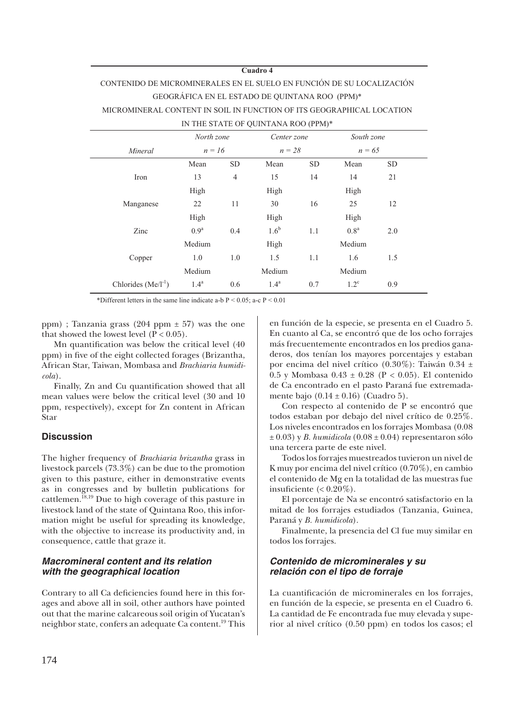**Cuadro 4**

CONTENIDO DE MICROMINERALES EN EL SUELO EN FUNCIÓN DE SU LOCALIZACIÓN GEOGRÁFICA EN EL ESTADO DE QUINTANA ROO (PPM)*

MICROMINERAL CONTENT IN SOIL IN FUNCTION OF ITS GEOGRAPHICAL LOCATION IN THE STATE OF QUINTANA ROO (PPM)*

| *Mineral* | *North zone* $n = 16$ | | *Center zone* $n = 28$ | | *South zone* $n = 65$ | |
|---|---|---|---|---|---|---|
| | Mean | SD | Mean | SD | Mean | SD |
| Iron | 13 | 4 | 15 | 14 | 14 | 21 |
| | High | | High | | High | |
| Manganese | 22 | 11 | 30 | 16 | 25 | 12 |
| | High | | High | | High | |
| Zinc | $0.9^a$ | 0.4 | $1.6^b$ | 1.1 | $0.8^a$ | 2.0 |
| | Medium | | High | | Medium | |
| Copper | 1.0 | 1.0 | 1.5 | 1.1 | 1.6 | 1.5 |
| | Medium | | Medium | | Medium | |
| Chlorides ($Me/l^{-1}$) | $1.4^a$ | 0.6 | $1.4^a$ | 0.7 | $1.2^c$ | 0.9 |

*Different letters in the same line indicate a-b $P < 0.05$; a-c $P < 0.01$

ppm) ; Tanzania grass (204 ppm ± 57) was the one that showed the lowest level ($P < 0.05$).

Mn quantification was below the critical level (40 ppm) in five of the eight collected forages (Brizantha, African Star, Taiwan, Mombasa and *Brachiaria humidicola*).

Finally, Zn and Cu quantification showed that all mean values were below the critical level (30 and 10 ppm, respectively), except for Zn content in African Star

## Discussion

The higher frequency of *Brachiaria brizantha* grass in livestock parcels (73.3%) can be due to the promotion given to this pasture, either in demonstrative events as in congresses and by bulletin publications for cattlemen.[18,19] Due to high coverage of this pasture in livestock land of the state of Quintana Roo, this information might be useful for spreading its knowledge, with the objective to increase its productivity and, in consequence, cattle that graze it.

### Macromineral content and its relation with the geographical location

Contrary to all Ca deficiencies found here in this forages and above all in soil, other authors have pointed out that the marine calcareous soil origin of Yucatan's neighbor state, confers an adequate Ca content.[19] This

en función de la especie, se presenta en el Cuadro 5. En cuanto al Ca, se encontró que de los ocho forrajes más frecuentemente encontrados en los predios ganaderos, dos tenían los mayores porcentajes y estaban por encima del nivel crítico (0.30%): Taiwán 0.34 ± 0.5 y Mombasa 0.43 ± 0.28 ($P < 0.05$). El contenido de Ca encontrado en el pasto Paraná fue extremadamente bajo (0.14 ± 0.16) (Cuadro 5).

Con respecto al contenido de P se encontró que todos estaban por debajo del nivel crítico de 0.25%. Los niveles encontrados en los forrajes Mombasa (0.08 ± 0.03) y *B. humidicola* (0.08 ± 0.04) representaron sólo una tercera parte de este nivel.

Todos los forrajes muestreados tuvieron un nivel de K muy por encima del nivel crítico (0.70%), en cambio el contenido de Mg en la totalidad de las muestras fue insuficiente (< 0.20%).

El porcentaje de Na se encontró satisfactorio en la mitad de los forrajes estudiados (Tanzania, Guinea, Paraná y *B. humidicola*).

Finalmente, la presencia del Cl fue muy similar en todos los forrajes.

### Contenido de microminerales y su relación con el tipo de forraje

La cuantificación de microminerales en los forrajes, en función de la especie, se presenta en el Cuadro 6. La cantidad de Fe encontrada fue muy elevada y superior al nivel crítico (0.50 ppm) en todos los casos; el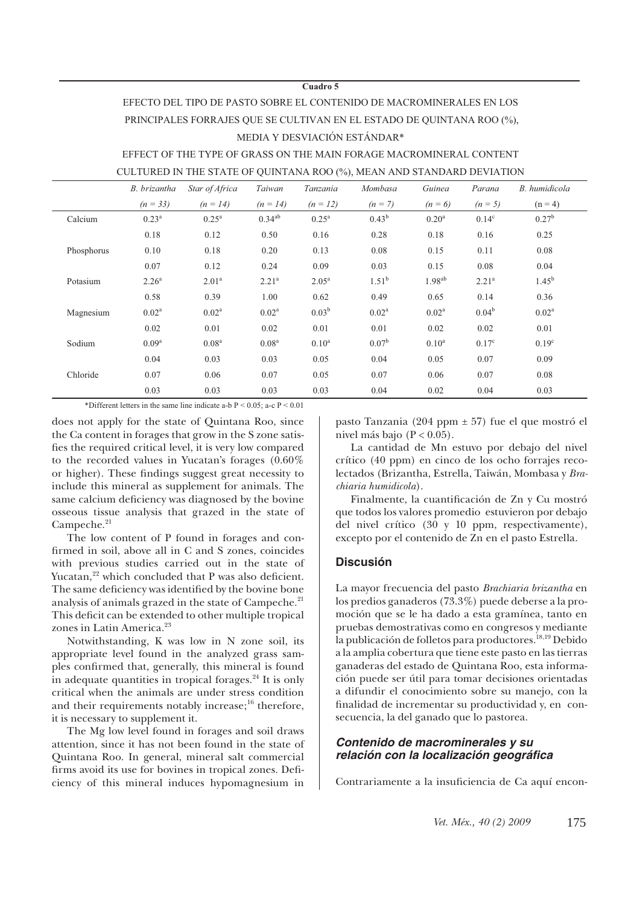**Cuadro 5**

EFECTO DEL TIPO DE PASTO SOBRE EL CONTENIDO DE MACROMINERALES EN LOS PRINCIPALES FORRAJES QUE SE CULTIVAN EN EL ESTADO DE QUINTANA ROO (%), MEDIA Y DESVIACIÓN ESTÁNDAR*

EFFECT OF THE TYPE OF GRASS ON THE MAIN FORAGE MACROMINERAL CONTENT CULTURED IN THE STATE OF QUINTANA ROO (%), MEAN AND STANDARD DEVIATION

| | *B. brizantha* (*n = 33*) | *Star of Africa* (*n = 14*) | *Taiwan* (*n = 14*) | *Tanzania* (*n = 12*) | *Mombasa* (*n = 7*) | *Guinea* (*n = 6*) | *Parana* (*n = 5*) | *B. humidicola* (n = 4) |
|---|---|---|---|---|---|---|---|---|
| Calcium | 0.23[a] | 0.25[a] | 0.34[ab] | 0.25[a] | 0.43[b] | 0.20[a] | 0.14[c] | 0.27[b] |
| | 0.18 | 0.12 | 0.50 | 0.16 | 0.28 | 0.18 | 0.16 | 0.25 |
| Phosphorus | 0.10 | 0.18 | 0.20 | 0.13 | 0.08 | 0.15 | 0.11 | 0.08 |
| | 0.07 | 0.12 | 0.24 | 0.09 | 0.03 | 0.15 | 0.08 | 0.04 |
| Potasium | 2.26[a] | 2.01[a] | 2.21[a] | 2.05[a] | 1.51[b] | 1.98[ab] | 2.21[a] | 1.45[b] |
| | 0.58 | 0.39 | 1.00 | 0.62 | 0.49 | 0.65 | 0.14 | 0.36 |
| Magnesium | 0.02[a] | 0.02[a] | 0.02[a] | 0.03[b] | 0.02[a] | 0.02[a] | 0.04[b] | 0.02[a] |
| | 0.02 | 0.01 | 0.02 | 0.01 | 0.01 | 0.02 | 0.02 | 0.01 |
| Sodium | 0.09[a] | 0.08[a] | 0.08[a] | 0.10[a] | 0.07[b] | 0.10[a] | 0.17[c] | 0.19[c] |
| | 0.04 | 0.03 | 0.03 | 0.05 | 0.04 | 0.05 | 0.07 | 0.09 |
| Chloride | 0.07 | 0.06 | 0.07 | 0.05 | 0.07 | 0.06 | 0.07 | 0.08 |
| | 0.03 | 0.03 | 0.03 | 0.03 | 0.04 | 0.02 | 0.04 | 0.03 |

*Different letters in the same line indicate a-b $P < 0.05$; a-c $P < 0.01$

does not apply for the state of Quintana Roo, since the Ca content in forages that grow in the S zone satisfies the required critical level, it is very low compared to the recorded values in Yucatan's forages (0.60% or higher). These findings suggest great necessity to include this mineral as supplement for animals. The same calcium deficiency was diagnosed by the bovine osseous tissue analysis that grazed in the state of Campeche.[21]

The low content of P found in forages and confirmed in soil, above all in C and S zones, coincides with previous studies carried out in the state of Yucatan,[22] which concluded that P was also deficient. The same deficiency was identified by the bovine bone analysis of animals grazed in the state of Campeche.[21] This deficit can be extended to other multiple tropical zones in Latin America.[23]

Notwithstanding, K was low in N zone soil, its appropriate level found in the analyzed grass samples confirmed that, generally, this mineral is found in adequate quantities in tropical forages.[24] It is only critical when the animals are under stress condition and their requirements notably increase;[16] therefore, it is necessary to supplement it.

The Mg low level found in forages and soil draws attention, since it has not been found in the state of Quintana Roo. In general, mineral salt commercial firms avoid its use for bovines in tropical zones. Deficiency of this mineral induces hypomagnesium in

pasto Tanzania (204 ppm ± 57) fue el que mostró el nivel más bajo ($P < 0.05$).

La cantidad de Mn estuvo por debajo del nivel crítico (40 ppm) en cinco de los ocho forrajes recolectados (Brizantha, Estrella, Taiwán, Mombasa y *Brachiaria humidicola*).

Finalmente, la cuantificación de Zn y Cu mostró que todos los valores promedio estuvieron por debajo del nivel crítico (30 y 10 ppm, respectivamente), excepto por el contenido de Zn en el pasto Estrella.

## Discusión

La mayor frecuencia del pasto *Brachiaria brizantha* en los predios ganaderos (73.3%) puede deberse a la promoción que se le ha dado a esta gramínea, tanto en pruebas demostrativas como en congresos y mediante la publicación de folletos para productores.[18,19] Debido a la amplia cobertura que tiene este pasto en las tierras ganaderas del estado de Quintana Roo, esta información puede ser útil para tomar decisiones orientadas a difundir el conocimiento sobre su manejo, con la finalidad de incrementar su productividad y, en consecuencia, la del ganado que lo pastorea.

### *Contenido de macrominerales y su relación con la localización geográfica*

Contrariamente a la insuficiencia de Ca aquí encon-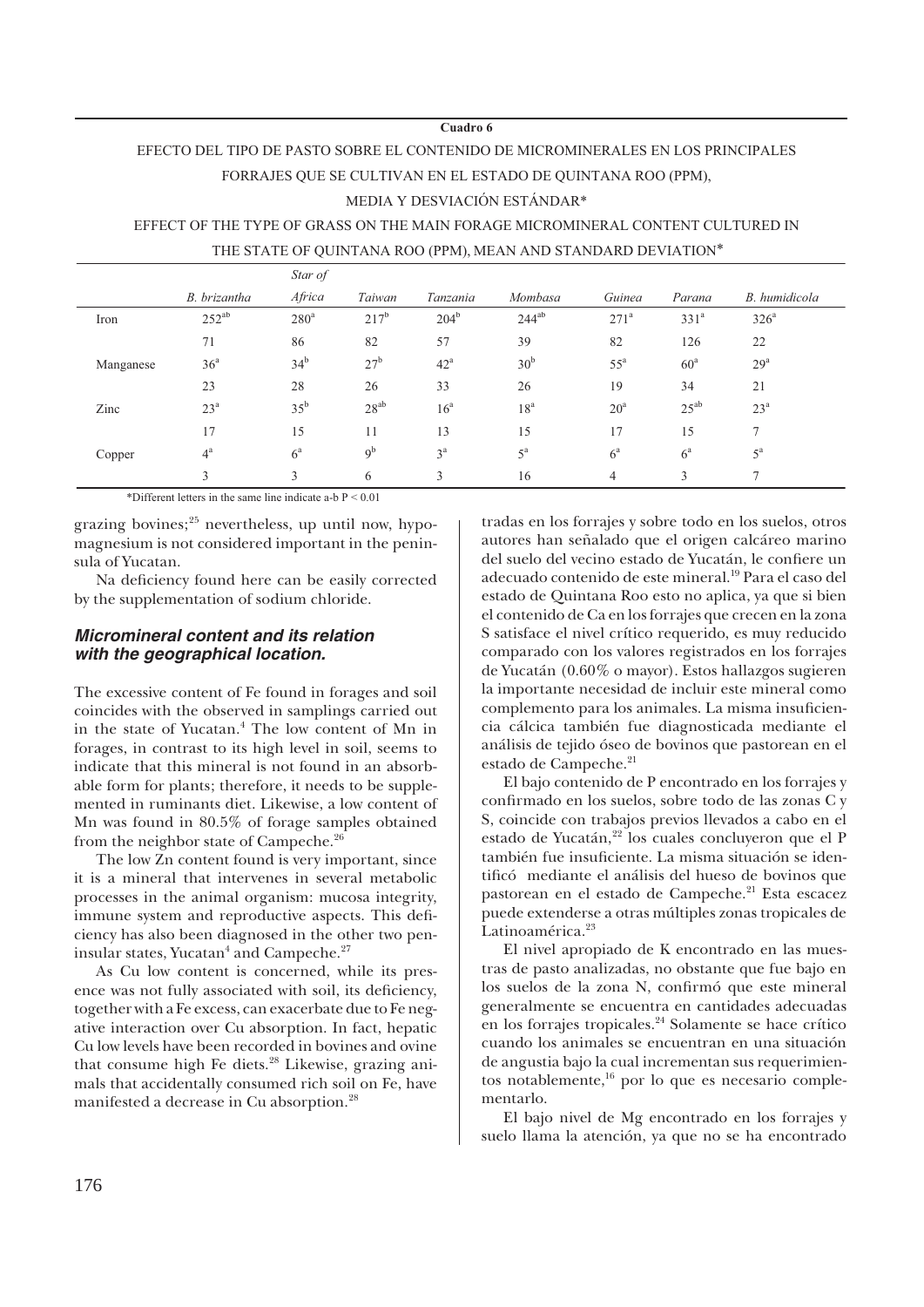**Cuadro 6**

EFECTO DEL TIPO DE PASTO SOBRE EL CONTENIDO DE MICROMINERALES EN LOS PRINCIPALES FORRAJES QUE SE CULTIVAN EN EL ESTADO DE QUINTANA ROO (PPM), MEDIA Y DESVIACIÓN ESTÁNDAR*

EFFECT OF THE TYPE OF GRASS ON THE MAIN FORAGE MICROMINERAL CONTENT CULTURED IN THE STATE OF QUINTANA ROO (PPM), MEAN AND STANDARD DEVIATION*

| | *B. brizantha* | *Star of Africa* | *Taiwan* | *Tanzania* | *Mombasa* | *Guinea* | *Parana* | *B. humidicola* |
|---|---|---|---|---|---|---|---|---|
| Iron | 252[ab] | 280[a] | 217[b] | 204[b] | 244[ab] | 271[a] | 331[a] | 326[a] |
| | 71 | 86 | 82 | 57 | 39 | 82 | 126 | 22 |
| Manganese | 36[a] | 34[b] | 27[b] | 42[a] | 30[b] | 55[a] | 60[a] | 29[a] |
| | 23 | 28 | 26 | 33 | 26 | 19 | 34 | 21 |
| Zinc | 23[a] | 35[b] | 28[ab] | 16[a] | 18[a] | 20[a] | 25[ab] | 23[a] |
| | 17 | 15 | 11 | 13 | 15 | 17 | 15 | 7 |
| Copper | 4[a] | 6[a] | 9[b] | 3[a] | 5[a] | 6[a] | 6[a] | 5[a] |
| | 3 | 3 | 6 | 3 | 16 | 4 | 3 | 7 |

*Different letters in the same line indicate a-b $P < 0.01$

grazing bovines;[25] nevertheless, up until now, hypomagnesium is not considered important in the peninsula of Yucatan.

Na deficiency found here can be easily corrected by the supplementation of sodium chloride.

### Micromineral content and its relation with the geographical location.

The excessive content of Fe found in forages and soil coincides with the observed in samplings carried out in the state of Yucatan.[4] The low content of Mn in forages, in contrast to its high level in soil, seems to indicate that this mineral is not found in an absorbable form for plants; therefore, it needs to be supplemented in ruminants diet. Likewise, a low content of Mn was found in 80.5% of forage samples obtained from the neighbor state of Campeche.[26]

The low Zn content found is very important, since it is a mineral that intervenes in several metabolic processes in the animal organism: mucosa integrity, immune system and reproductive aspects. This deficiency has also been diagnosed in the other two peninsular states, Yucatan[4] and Campeche.[27]

As Cu low content is concerned, while its presence was not fully associated with soil, its deficiency, together with a Fe excess, can exacerbate due to Fe negative interaction over Cu absorption. In fact, hepatic Cu low levels have been recorded in bovines and ovine that consume high Fe diets.[28] Likewise, grazing animals that accidentally consumed rich soil on Fe, have manifested a decrease in Cu absorption.[28]

tradas en los forrajes y sobre todo en los suelos, otros autores han señalado que el origen calcáreo marino del suelo del vecino estado de Yucatán, le confiere un adecuado contenido de este mineral.[19] Para el caso del estado de Quintana Roo esto no aplica, ya que si bien el contenido de Ca en los forrajes que crecen en la zona S satisface el nivel crítico requerido, es muy reducido comparado con los valores registrados en los forrajes de Yucatán (0.60% o mayor). Estos hallazgos sugieren la importante necesidad de incluir este mineral como complemento para los animales. La misma insuficiencia cálcica también fue diagnosticada mediante el análisis de tejido óseo de bovinos que pastorean en el estado de Campeche.[21]

El bajo contenido de P encontrado en los forrajes y confirmado en los suelos, sobre todo de las zonas C y S, coincide con trabajos previos llevados a cabo en el estado de Yucatán,[22] los cuales concluyeron que el P también fue insuficiente. La misma situación se identificó mediante el análisis del hueso de bovinos que pastorean en el estado de Campeche.[21] Esta escacez puede extenderse a otras múltiples zonas tropicales de Latinoamérica.[23]

El nivel apropiado de K encontrado en las muestras de pasto analizadas, no obstante que fue bajo en los suelos de la zona N, confirmó que este mineral generalmente se encuentra en cantidades adecuadas en los forrajes tropicales.[24] Solamente se hace crítico cuando los animales se encuentran en una situación de angustia bajo la cual incrementan sus requerimientos notablemente,[16] por lo que es necesario complementarlo.

El bajo nivel de Mg encontrado en los forrajes y suelo llama la atención, ya que no se ha encontrado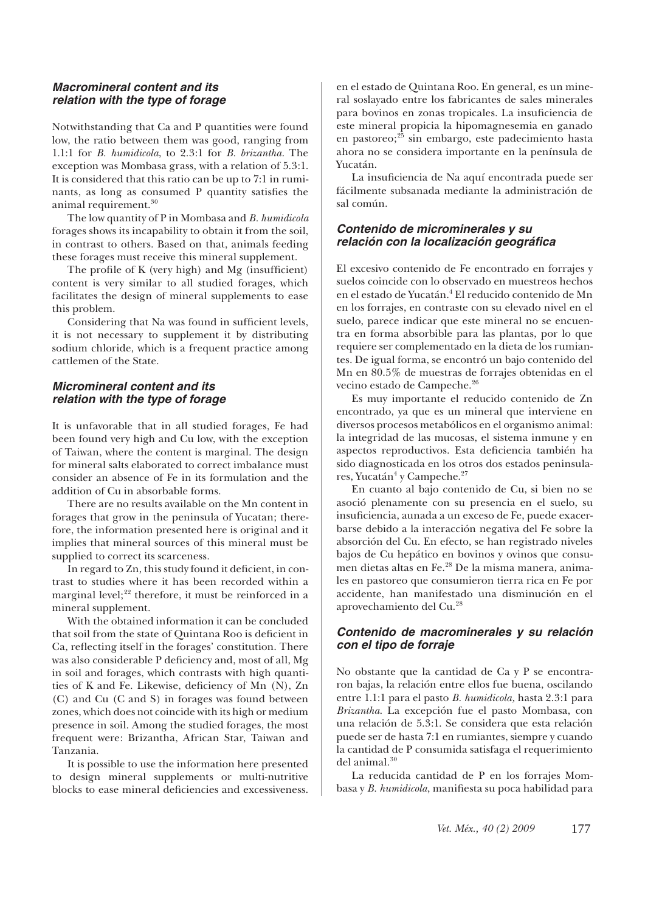### *Macromineral content and its relation with the type of forage*

Notwithstanding that Ca and P quantities were found low, the ratio between them was good, ranging from 1.1:1 for *B. humidicola*, to 2.3:1 for *B. brizantha*. The exception was Mombasa grass, with a relation of 5.3:1. It is considered that this ratio can be up to 7:1 in ruminants, as long as consumed P quantity satisfies the animal requirement.[30]

The low quantity of P in Mombasa and *B. humidicola* forages shows its incapability to obtain it from the soil, in contrast to others. Based on that, animals feeding these forages must receive this mineral supplement.

The profile of K (very high) and Mg (insufficient) content is very similar to all studied forages, which facilitates the design of mineral supplements to ease this problem.

Considering that Na was found in sufficient levels, it is not necessary to supplement it by distributing sodium chloride, which is a frequent practice among cattlemen of the State.

### *Micromineral content and its relation with the type of forage*

It is unfavorable that in all studied forages, Fe had been found very high and Cu low, with the exception of Taiwan, where the content is marginal. The design for mineral salts elaborated to correct imbalance must consider an absence of Fe in its formulation and the addition of Cu in absorbable forms.

There are no results available on the Mn content in forages that grow in the peninsula of Yucatan; therefore, the information presented here is original and it implies that mineral sources of this mineral must be supplied to correct its scarceness.

In regard to Zn, this study found it deficient, in contrast to studies where it has been recorded within a marginal level;[22] therefore, it must be reinforced in a mineral supplement.

With the obtained information it can be concluded that soil from the state of Quintana Roo is deficient in Ca, reflecting itself in the forages' constitution. There was also considerable P deficiency and, most of all, Mg in soil and forages, which contrasts with high quantities of K and Fe. Likewise, deficiency of Mn (N), Zn (C) and Cu (C and S) in forages was found between zones, which does not coincide with its high or medium presence in soil. Among the studied forages, the most frequent were: Brizantha, African Star, Taiwan and Tanzania.

It is possible to use the information here presented to design mineral supplements or multi-nutritive blocks to ease mineral deficiencies and excessiveness.

en el estado de Quintana Roo. En general, es un mineral soslayado entre los fabricantes de sales minerales para bovinos en zonas tropicales. La insuficiencia de este mineral propicia la hipomagnesemia en ganado en pastoreo;[25] sin embargo, este padecimiento hasta ahora no se considera importante en la península de Yucatán.

La insuficiencia de Na aquí encontrada puede ser fácilmente subsanada mediante la administración de sal común.

### *Contenido de microminerales y su relación con la localización geográfica*

El excesivo contenido de Fe encontrado en forrajes y suelos coincide con lo observado en muestreos hechos en el estado de Yucatán.[4] El reducido contenido de Mn en los forrajes, en contraste con su elevado nivel en el suelo, parece indicar que este mineral no se encuentra en forma absorbible para las plantas, por lo que requiere ser complementado en la dieta de los rumiantes. De igual forma, se encontró un bajo contenido del Mn en 80.5% de muestras de forrajes obtenidas en el vecino estado de Campeche.[26]

Es muy importante el reducido contenido de Zn encontrado, ya que es un mineral que interviene en diversos procesos metabólicos en el organismo animal: la integridad de las mucosas, el sistema inmune y en aspectos reproductivos. Esta deficiencia también ha sido diagnosticada en los otros dos estados peninsulares, Yucatán[4] y Campeche.[27]

En cuanto al bajo contenido de Cu, si bien no se asoció plenamente con su presencia en el suelo, su insuficiencia, aunada a un exceso de Fe, puede exacerbarse debido a la interacción negativa del Fe sobre la absorción del Cu. En efecto, se han registrado niveles bajos de Cu hepático en bovinos y ovinos que consumen dietas altas en Fe.[28] De la misma manera, animales en pastoreo que consumieron tierra rica en Fe por accidente, han manifestado una disminución en el aprovechamiento del Cu.[28]

### *Contenido de macrominerales y su relación con el tipo de forraje*

No obstante que la cantidad de Ca y P se encontraron bajas, la relación entre ellos fue buena, oscilando entre 1.1:1 para el pasto *B. humidicola,* hasta 2.3:1 para *Brizantha*. La excepción fue el pasto Mombasa, con una relación de 5.3:1. Se considera que esta relación puede ser de hasta 7:1 en rumiantes, siempre y cuando la cantidad de P consumida satisfaga el requerimiento del animal.[30]

La reducida cantidad de P en los forrajes Mombasa y *B. humidicola*, manifiesta su poca habilidad para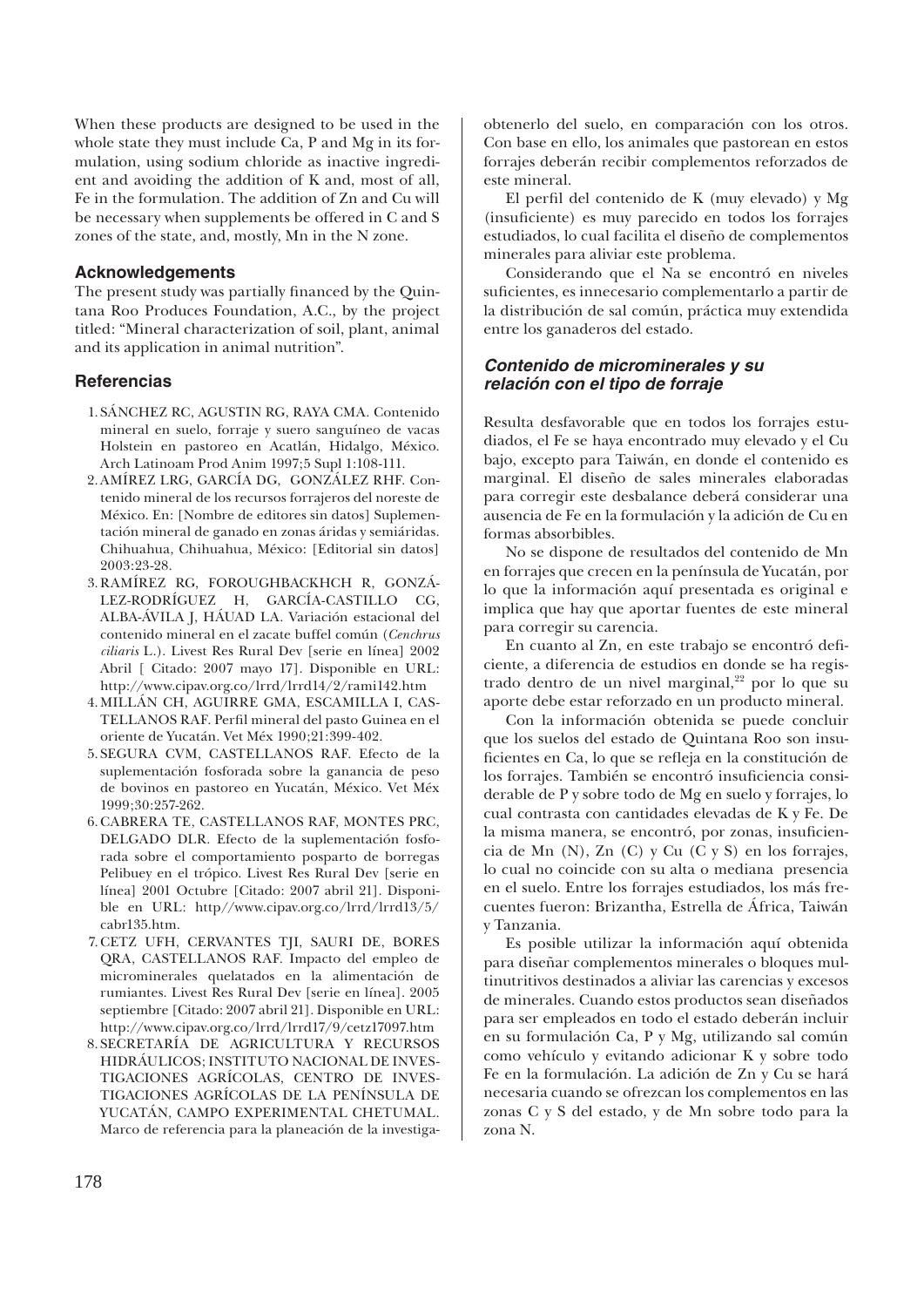When these products are designed to be used in the whole state they must include Ca, P and Mg in its formulation, using sodium chloride as inactive ingredient and avoiding the addition of K and, most of all, Fe in the formulation. The addition of Zn and Cu will be necessary when supplements be offered in C and S zones of the state, and, mostly, Mn in the N zone.

### Acknowledgements

The present study was partially financed by the Quintana Roo Produces Foundation, A.C., by the project titled: "Mineral characterization of soil, plant, animal and its application in animal nutrition".

### Referencias

1. SÁNCHEZ RC, AGUSTIN RG, RAYA CMA. Contenido mineral en suelo, forraje y suero sanguíneo de vacas Holstein en pastoreo en Acatlán, Hidalgo, México. Arch Latinoam Prod Anim 1997;5 Supl 1:108-111.
2. AMÍREZ LRG, GARCÍA DG, GONZÁLEZ RHF. Contenido mineral de los recursos forrajeros del noreste de México. En: [Nombre de editores sin datos] Suplementación mineral de ganado en zonas áridas y semiáridas. Chihuahua, Chihuahua, México: [Editorial sin datos] 2003:23-28.
3. RAMÍREZ RG, FOROUGHBACKHCH R, GONZÁLEZ-RODRÍGUEZ H, GARCÍA-CASTILLO CG, ALBA-ÁVILA J, HÁUAD LA. Variación estacional del contenido mineral en el zacate buffel común (*Cenchrus ciliaris* L.). Livest Res Rural Dev [serie en línea] 2002 Abril [ Citado: 2007 mayo 17]. Disponible en URL: http://www.cipav.org.co/lrrd/lrrd14/2/rami142.htm
4. MILLÁN CH, AGUIRRE GMA, ESCAMILLA I, CASTELLANOS RAF. Perfil mineral del pasto Guinea en el oriente de Yucatán. Vet Méx 1990;21:399-402.
5. SEGURA CVM, CASTELLANOS RAF. Efecto de la suplementación fosforada sobre la ganancia de peso de bovinos en pastoreo en Yucatán, México. Vet Méx 1999;30:257-262.
6. CABRERA TE, CASTELLANOS RAF, MONTES PRC, DELGADO DLR. Efecto de la suplementación fosforada sobre el comportamiento posparto de borregas Pelibuey en el trópico. Livest Res Rural Dev [serie en línea] 2001 Octubre [Citado: 2007 abril 21]. Disponible en URL: http//www.cipav.org.co/lrrd/lrrd13/5/cabr135.htm.
7. CETZ UFH, CERVANTES TJI, SAURI DE, BORES QRA, CASTELLANOS RAF. Impacto del empleo de microminerales quelatados en la alimentación de rumiantes. Livest Res Rural Dev [serie en línea]. 2005 septiembre [Citado: 2007 abril 21]. Disponible en URL: http://www.cipav.org.co/lrrd/lrrd17/9/cetz17097.htm
8. SECRETARÍA DE AGRICULTURA Y RECURSOS HIDRÁULICOS; INSTITUTO NACIONAL DE INVESTIGACIONES AGRÍCOLAS, CENTRO DE INVESTIGACIONES AGRÍCOLAS DE LA PENÍNSULA DE YUCATÁN, CAMPO EXPERIMENTAL CHETUMAL. Marco de referencia para la planeación de la investiga-

obtenerlo del suelo, en comparación con los otros. Con base en ello, los animales que pastorean en estos forrajes deberán recibir complementos reforzados de este mineral.

El perfil del contenido de K (muy elevado) y Mg (insuficiente) es muy parecido en todos los forrajes estudiados, lo cual facilita el diseño de complementos minerales para aliviar este problema.

Considerando que el Na se encontró en niveles suficientes, es innecesario complementarlo a partir de la distribución de sal común, práctica muy extendida entre los ganaderos del estado.

### *Contenido de microminerales y su relación con el tipo de forraje*

Resulta desfavorable que en todos los forrajes estudiados, el Fe se haya encontrado muy elevado y el Cu bajo, excepto para Taiwán, en donde el contenido es marginal. El diseño de sales minerales elaboradas para corregir este desbalance deberá considerar una ausencia de Fe en la formulación y la adición de Cu en formas absorbibles.

No se dispone de resultados del contenido de Mn en forrajes que crecen en la península de Yucatán, por lo que la información aquí presentada es original e implica que hay que aportar fuentes de este mineral para corregir su carencia.

En cuanto al Zn, en este trabajo se encontró deficiente, a diferencia de estudios en donde se ha registrado dentro de un nivel marginal,[22] por lo que su aporte debe estar reforzado en un producto mineral.

Con la información obtenida se puede concluir que los suelos del estado de Quintana Roo son insuficientes en Ca, lo que se refleja en la constitución de los forrajes. También se encontró insuficiencia considerable de P y sobre todo de Mg en suelo y forrajes, lo cual contrasta con cantidades elevadas de K y Fe. De la misma manera, se encontró, por zonas, insuficiencia de Mn (N), Zn (C) y Cu (C y S) en los forrajes, lo cual no coincide con su alta o mediana presencia en el suelo. Entre los forrajes estudiados, los más frecuentes fueron: Brizantha, Estrella de África, Taiwán y Tanzania.

Es posible utilizar la información aquí obtenida para diseñar complementos minerales o bloques multinutritivos destinados a aliviar las carencias y excesos de minerales. Cuando estos productos sean diseñados para ser empleados en todo el estado deberán incluir en su formulación Ca, P y Mg, utilizando sal común como vehículo y evitando adicionar K y sobre todo Fe en la formulación. La adición de Zn y Cu se hará necesaria cuando se ofrezcan los complementos en las zonas C y S del estado, y de Mn sobre todo para la zona N.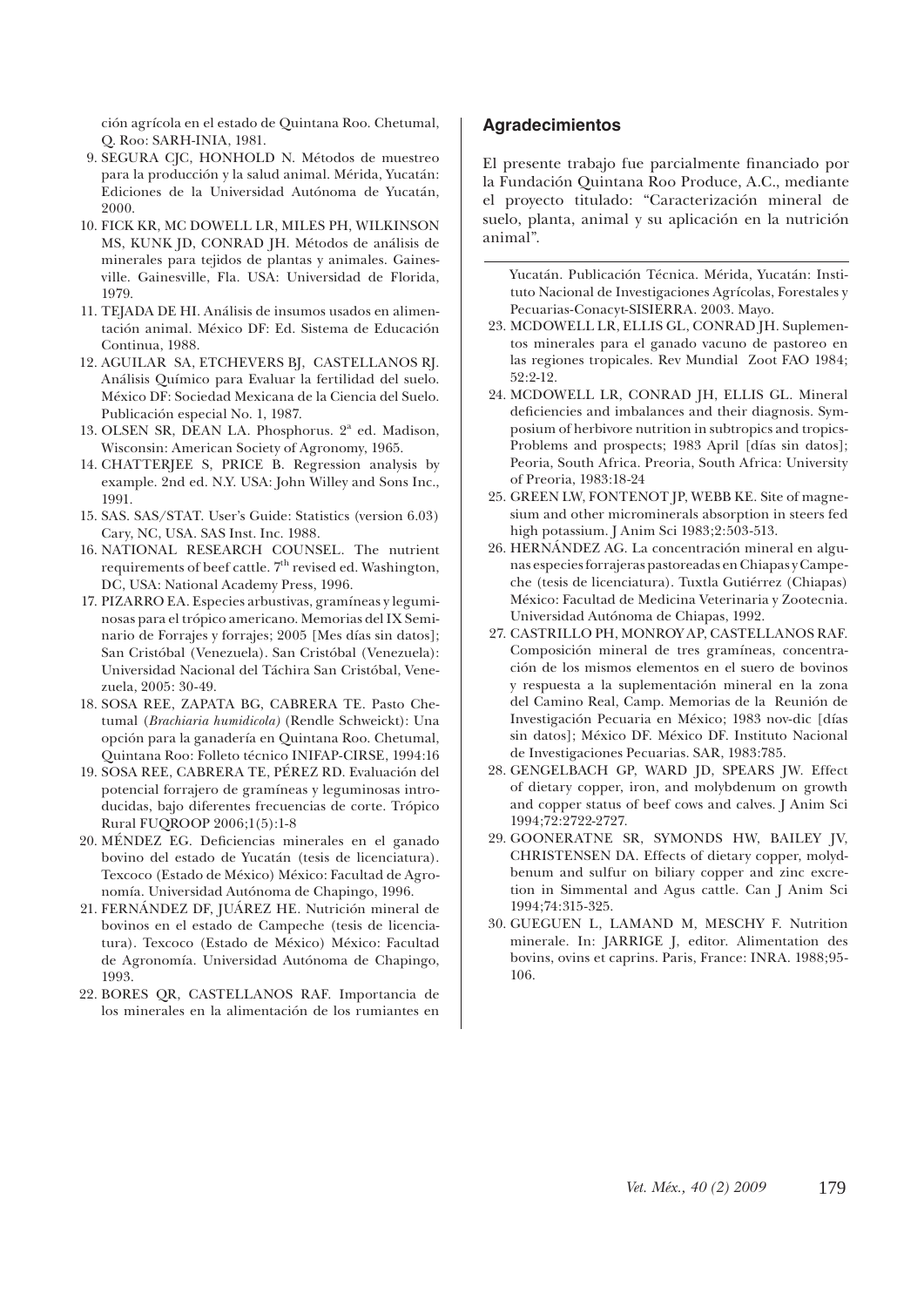ción agrícola en el estado de Quintana Roo. Chetumal, Q. Roo: SARH-INIA, 1981.

9. SEGURA CJC, HONHOLD N. Métodos de muestreo para la producción y la salud animal. Mérida, Yucatán: Ediciones de la Universidad Autónoma de Yucatán, 2000.
10. FICK KR, MC DOWELL LR, MILES PH, WILKINSON MS, KUNK JD, CONRAD JH. Métodos de análisis de minerales para tejidos de plantas y animales. Gainesville. Gainesville, Fla. USA: Universidad de Florida, 1979.
11. TEJADA DE HI. Análisis de insumos usados en alimentación animal. México DF: Ed. Sistema de Educación Continua, 1988.
12. AGUILAR SA, ETCHEVERS BJ, CASTELLANOS RJ. Análisis Químico para Evaluar la fertilidad del suelo. México DF: Sociedad Mexicana de la Ciencia del Suelo. Publicación especial No. 1, 1987.
13. OLSEN SR, DEAN LA. Phosphorus. 2ª ed. Madison, Wisconsin: American Society of Agronomy, 1965.
14. CHATTERJEE S, PRICE B. Regression analysis by example. 2nd ed. N.Y. USA: John Willey and Sons Inc., 1991.
15. SAS. SAS/STAT. User's Guide: Statistics (version 6.03) Cary, NC, USA. SAS Inst. Inc. 1988.
16. NATIONAL RESEARCH COUNSEL. The nutrient requirements of beef cattle. 7th revised ed. Washington, DC, USA: National Academy Press, 1996.
17. PIZARRO EA. Especies arbustivas, gramíneas y leguminosas para el trópico americano. Memorias del IX Seminario de Forrajes y forrajes; 2005 [Mes días sin datos]; San Cristóbal (Venezuela). San Cristóbal (Venezuela): Universidad Nacional del Táchira San Cristóbal, Venezuela, 2005: 30-49.
18. SOSA REE, ZAPATA BG, CABRERA TE. Pasto Chetumal (*Brachiaria humidicola*) (Rendle Schweickt): Una opción para la ganadería en Quintana Roo. Chetumal, Quintana Roo: Folleto técnico INIFAP-CIRSE, 1994:16
19. SOSA REE, CABRERA TE, PÉREZ RD. Evaluación del potencial forrajero de gramíneas y leguminosas introducidas, bajo diferentes frecuencias de corte. Trópico Rural FUQROOP 2006;1(5):1-8
20. MÉNDEZ EG. Deficiencias minerales en el ganado bovino del estado de Yucatán (tesis de licenciatura). Texcoco (Estado de México) México: Facultad de Agronomía. Universidad Autónoma de Chapingo, 1996.
21. FERNÁNDEZ DF, JUÁREZ HE. Nutrición mineral de bovinos en el estado de Campeche (tesis de licenciatura). Texcoco (Estado de México) México: Facultad de Agronomía. Universidad Autónoma de Chapingo, 1993.
22. BORES QR, CASTELLANOS RAF. Importancia de los minerales en la alimentación de los rumiantes en Yucatán. Publicación Técnica. Mérida, Yucatán: Instituto Nacional de Investigaciones Agrícolas, Forestales y Pecuarias-Conacyt-SISIERRA. 2003. Mayo.
23. MCDOWELL LR, ELLIS GL, CONRAD JH. Suplementos minerales para el ganado vacuno de pastoreo en las regiones tropicales. Rev Mundial Zoot FAO 1984; 52:2-12.
24. MCDOWELL LR, CONRAD JH, ELLIS GL. Mineral deficiencies and imbalances and their diagnosis. Symposium of herbivore nutrition in subtropics and tropics-Problems and prospects; 1983 April [días sin datos]; Peoria, South Africa. Preoria, South Africa: University of Preoria, 1983:18-24
25. GREEN LW, FONTENOT JP, WEBB KE. Site of magnesium and other microminerals absorption in steers fed high potassium. J Anim Sci 1983;2:503-513.
26. HERNÁNDEZ AG. La concentración mineral en algunas especies forrajeras pastoreadas en Chiapas y Campeche (tesis de licenciatura). Tuxtla Gutiérrez (Chiapas) México: Facultad de Medicina Veterinaria y Zootecnia. Universidad Autónoma de Chiapas, 1992.
27. CASTRILLO PH, MONROY AP, CASTELLANOS RAF. Composición mineral de tres gramíneas, concentración de los mismos elementos en el suero de bovinos y respuesta a la suplementación mineral en la zona del Camino Real, Camp. Memorias de la Reunión de Investigación Pecuaria en México; 1983 nov-dic [días sin datos]; México DF. México DF. Instituto Nacional de Investigaciones Pecuarias. SAR, 1983:785.
28. GENGELBACH GP, WARD JD, SPEARS JW. Effect of dietary copper, iron, and molybdenum on growth and copper status of beef cows and calves. J Anim Sci 1994;72:2722-2727.
29. GOONERATNE SR, SYMONDS HW, BAILEY JV, CHRISTENSEN DA. Effects of dietary copper, molydbenum and sulfur on biliary copper and zinc excretion in Simmental and Agus cattle. Can J Anim Sci 1994;74:315-325.
30. GUEGUEN L, LAMAND M, MESCHY F. Nutrition minerale. In: JARRIGE J, editor. Alimentation des bovins, ovins et caprins. Paris, France: INRA. 1988;95-106.

## Agradecimientos

El presente trabajo fue parcialmente financiado por la Fundación Quintana Roo Produce, A.C., mediante el proyecto titulado: "Caracterización mineral de suelo, planta, animal y su aplicación en la nutrición animal".